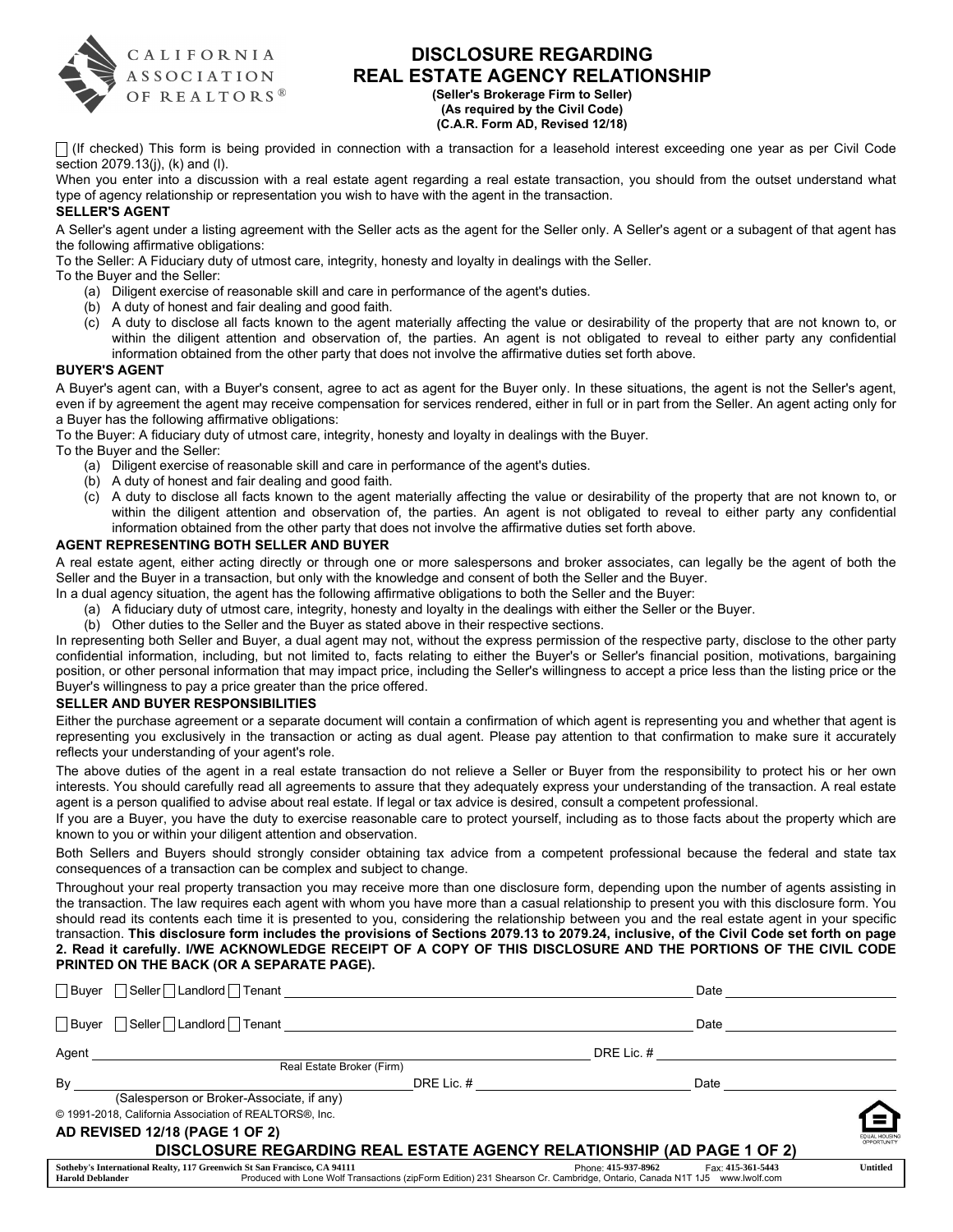CALIFORNIA ASSOCIATION OF REALTORS®

# DISCLOSURE REGARDING REAL ESTATE AGENCY RELATIONSHIP

**(Seller's Brokerage Firm to Seller)**
**(As required by the Civil Code)**
**(C.A.R. Form AD, Revised 12/18)**

☐ (If checked) This form is being provided in connection with a transaction for a leasehold interest exceeding one year as per Civil Code section 2079.13(j), (k) and (l).

When you enter into a discussion with a real estate agent regarding a real estate transaction, you should from the outset understand what type of agency relationship or representation you wish to have with the agent in the transaction.

**SELLER'S AGENT**

A Seller's agent under a listing agreement with the Seller acts as the agent for the Seller only. A Seller's agent or a subagent of that agent has the following affirmative obligations:

To the Seller: A Fiduciary duty of utmost care, integrity, honesty and loyalty in dealings with the Seller.

To the Buyer and the Seller:

(a) Diligent exercise of reasonable skill and care in performance of the agent's duties.
(b) A duty of honest and fair dealing and good faith.
(c) A duty to disclose all facts known to the agent materially affecting the value or desirability of the property that are not known to, or within the diligent attention and observation of, the parties. An agent is not obligated to reveal to either party any confidential information obtained from the other party that does not involve the affirmative duties set forth above.

**BUYER'S AGENT**

A Buyer's agent can, with a Buyer's consent, agree to act as agent for the Buyer only. In these situations, the agent is not the Seller's agent, even if by agreement the agent may receive compensation for services rendered, either in full or in part from the Seller. An agent acting only for a Buyer has the following affirmative obligations:

To the Buyer: A fiduciary duty of utmost care, integrity, honesty and loyalty in dealings with the Buyer.

To the Buyer and the Seller:

(a) Diligent exercise of reasonable skill and care in performance of the agent's duties.
(b) A duty of honest and fair dealing and good faith.
(c) A duty to disclose all facts known to the agent materially affecting the value or desirability of the property that are not known to, or within the diligent attention and observation of, the parties. An agent is not obligated to reveal to either party any confidential information obtained from the other party that does not involve the affirmative duties set forth above.

**AGENT REPRESENTING BOTH SELLER AND BUYER**

A real estate agent, either acting directly or through one or more salespersons and broker associates, can legally be the agent of both the Seller and the Buyer in a transaction, but only with the knowledge and consent of both the Seller and the Buyer.

In a dual agency situation, the agent has the following affirmative obligations to both the Seller and the Buyer:

(a) A fiduciary duty of utmost care, integrity, honesty and loyalty in the dealings with either the Seller or the Buyer.
(b) Other duties to the Seller and the Buyer as stated above in their respective sections.

In representing both Seller and Buyer, a dual agent may not, without the express permission of the respective party, disclose to the other party confidential information, including, but not limited to, facts relating to either the Buyer's or Seller's financial position, motivations, bargaining position, or other personal information that may impact price, including the Seller's willingness to accept a price less than the listing price or the Buyer's willingness to pay a price greater than the price offered.

**SELLER AND BUYER RESPONSIBILITIES**

Either the purchase agreement or a separate document will contain a confirmation of which agent is representing you and whether that agent is representing you exclusively in the transaction or acting as dual agent. Please pay attention to that confirmation to make sure it accurately reflects your understanding of your agent's role.

The above duties of the agent in a real estate transaction do not relieve a Seller or Buyer from the responsibility to protect his or her own interests. You should carefully read all agreements to assure that they adequately express your understanding of the transaction. A real estate agent is a person qualified to advise about real estate. If legal or tax advice is desired, consult a competent professional.

If you are a Buyer, you have the duty to exercise reasonable care to protect yourself, including as to those facts about the property which are known to you or within your diligent attention and observation.

Both Sellers and Buyers should strongly consider obtaining tax advice from a competent professional because the federal and state tax consequences of a transaction can be complex and subject to change.

Throughout your real property transaction you may receive more than one disclosure form, depending upon the number of agents assisting in the transaction. The law requires each agent with whom you have more than a casual relationship to present you with this disclosure form. You should read its contents each time it is presented to you, considering the relationship between you and the real estate agent in your specific transaction. **This disclosure form includes the provisions of Sections 2079.13 to 2079.24, inclusive, of the Civil Code set forth on page 2. Read it carefully. I/WE ACKNOWLEDGE RECEIPT OF A COPY OF THIS DISCLOSURE AND THE PORTIONS OF THE CIVIL CODE PRINTED ON THE BACK (OR A SEPARATE PAGE).**

☐ Buyer ☐ Seller ☐ Landlord ☐ Tenant ______________________________ Date ______________

☐ Buyer ☐ Seller ☐ Landlord ☐ Tenant ______________________________ Date ______________

Agent ______________________________ DRE Lic. # ______________
(Real Estate Broker (Firm))

By ______________________________ DRE Lic. # ______________ Date ______________
(Salesperson or Broker-Associate, if any)

© 1991-2018, California Association of REALTORS®, Inc.

**AD REVISED 12/18 (PAGE 1 OF 2)**

**DISCLOSURE REGARDING REAL ESTATE AGENCY RELATIONSHIP (AD PAGE 1 OF 2)**

Sotheby's International Realty, 117 Greenwich St San Francisco, CA 94111 Phone: 415-937-8962 Fax: 415-361-5443 Untitled
Harold Deblander Produced with Lone Wolf Transactions (zipForm Edition) 231 Shearson Cr. Cambridge, Ontario, Canada N1T 1J5 www.lwolf.com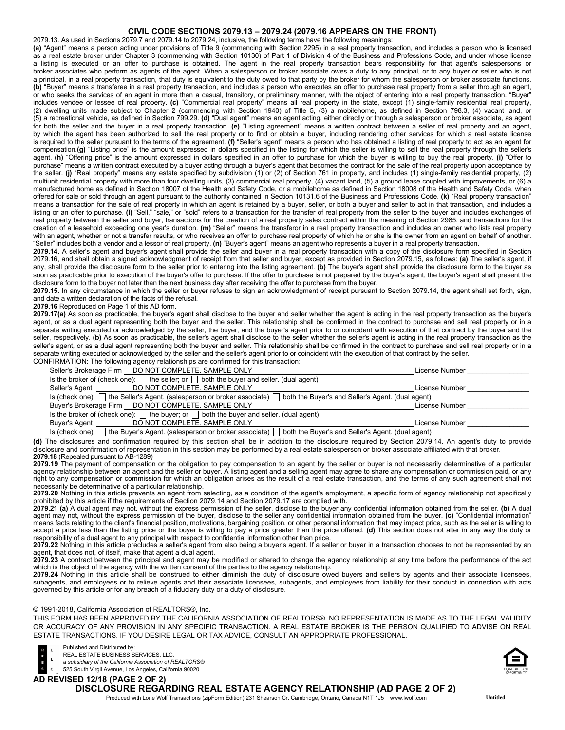## CIVIL CODE SECTIONS 2079.13 – 2079.24 (2079.16 APPEARS ON THE FRONT)

2079.13. As used in Sections 2079.7 and 2079.14 to 2079.24, inclusive, the following terms have the following meanings:
**(a)** "Agent" means a person acting under provisions of Title 9 (commencing with Section 2295) in a real property transaction, and includes a person who is licensed as a real estate broker under Chapter 3 (commencing with Section 10130) of Part 1 of Division 4 of the Business and Professions Code, and under whose license a listing is executed or an offer to purchase is obtained. The agent in the real property transaction bears responsibility for that agent's salespersons or broker associates who perform as agents of the agent. When a salesperson or broker associate owes a duty to any principal, or to any buyer or seller who is not a principal, in a real property transaction, that duty is equivalent to the duty owed to that party by the broker for whom the salesperson or broker associate functions. **(b)** "Buyer" means a transferee in a real property transaction, and includes a person who executes an offer to purchase real property from a seller through an agent, or who seeks the services of an agent in more than a casual, transitory, or preliminary manner, with the object of entering into a real property transaction. "Buyer" includes vendee or lessee of real property. **(c)** "Commercial real property" means all real property in the state, except (1) single-family residential real property, (2) dwelling units made subject to Chapter 2 (commencing with Section 1940) of Title 5, (3) a mobilehome, as defined in Section 798.3, (4) vacant land, or (5) a recreational vehicle, as defined in Section 799.29. **(d)** "Dual agent" means an agent acting, either directly or through a salesperson or broker associate, as agent for both the seller and the buyer in a real property transaction. **(e)** "Listing agreement" means a written contract between a seller of real property and an agent, by which the agent has been authorized to sell the real property or to find or obtain a buyer, including rendering other services for which a real estate license is required to the seller pursuant to the terms of the agreement. **(f)** "Seller's agent" means a person who has obtained a listing of real property to act as an agent for compensation. **(g)** "Listing price" is the amount expressed in dollars specified in the listing for which the seller is willing to sell the real property through the seller's agent. **(h)** "Offering price" is the amount expressed in dollars specified in an offer to purchase for which the buyer is willing to buy the real property. **(i)** "Offer to purchase" means a written contract executed by a buyer acting through a buyer's agent that becomes the contract for the sale of the real property upon acceptance by the seller. **(j)** "Real property" means any estate specified by subdivision (1) or (2) of Section 761 in property, and includes (1) single-family residential property, (2) multiunit residential property with more than four dwelling units, (3) commercial real property, (4) vacant land, (5) a ground lease coupled with improvements, or (6) a manufactured home as defined in Section 18007 of the Health and Safety Code, or a mobilehome as defined in Section 18008 of the Health and Safety Code, when offered for sale or sold through an agent pursuant to the authority contained in Section 10131.6 of the Business and Professions Code. **(k)** "Real property transaction" means a transaction for the sale of real property in which an agent is retained by a buyer, seller, or both a buyer and seller to act in that transaction, and includes a listing or an offer to purchase. **(l)** "Sell," "sale," or "sold" refers to a transaction for the transfer of real property from the seller to the buyer and includes exchanges of real property between the seller and buyer, transactions for the creation of a real property sales contract within the meaning of Section 2985, and transactions for the creation of a leasehold exceeding one year's duration. **(m)** "Seller" means the transferor in a real property transaction and includes an owner who lists real property with an agent, whether or not a transfer results, or who receives an offer to purchase real property of which he or she is the owner from an agent on behalf of another. "Seller" includes both a vendor and a lessor of real property. **(n)** "Buyer's agent" means an agent who represents a buyer in a real property transaction.

**2079.14.** A seller's agent and buyer's agent shall provide the seller and buyer in a real property transaction with a copy of the disclosure form specified in Section 2079.16, and shall obtain a signed acknowledgment of receipt from that seller and buyer, except as provided in Section 2079.15, as follows: **(a)** The seller's agent, if any, shall provide the disclosure form to the seller prior to entering into the listing agreement. **(b)** The buyer's agent shall provide the disclosure form to the buyer as soon as practicable prior to execution of the buyer's offer to purchase. If the offer to purchase is not prepared by the buyer's agent, the buyer's agent shall present the disclosure form to the buyer not later than the next business day after receiving the offer to purchase from the buyer.

**2079.15.** In any circumstance in which the seller or buyer refuses to sign an acknowledgment of receipt pursuant to Section 2079.14, the agent shall set forth, sign, and date a written declaration of the facts of the refusal.

**2079.16** Reproduced on Page 1 of this AD form.

**2079.17(a)** As soon as practicable, the buyer's agent shall disclose to the buyer and seller whether the agent is acting in the real property transaction as the buyer's agent, or as a dual agent representing both the buyer and the seller. This relationship shall be confirmed in the contract to purchase and sell real property or in a separate writing executed or acknowledged by the seller, the buyer, and the buyer's agent prior to or coincident with execution of that contract by the buyer and the seller, respectively. **(b)** As soon as practicable, the seller's agent shall disclose to the seller whether the seller's agent is acting in the real property transaction as the seller's agent, or as a dual agent representing both the buyer and seller. This relationship shall be confirmed in the contract to purchase and sell real property or in a separate writing executed or acknowledged by the seller and the seller's agent prior to or coincident with the execution of that contract by the seller.

CONFIRMATION: The following agency relationships are confirmed for this transaction:

Seller's Brokerage Firm DO NOT COMPLETE. SAMPLE ONLY License Number ________________
Is the broker of (check one): ☐ the seller; or ☐ both the buyer and seller. (dual agent)
Seller's Agent DO NOT COMPLETE. SAMPLE ONLY License Number ________________
Is (check one): ☐ the Seller's Agent. (salesperson or broker associate) ☐ both the Buyer's and Seller's Agent. (dual agent)
Buyer's Brokerage Firm DO NOT COMPLETE. SAMPLE ONLY License Number ________________
Is the broker of (check one): ☐ the buyer; or ☐ both the buyer and seller. (dual agent)
Buyer's Agent DO NOT COMPLETE. SAMPLE ONLY License Number ________________
Is (check one): ☐ the Buyer's Agent. (salesperson or broker associate) ☐ both the Buyer's and Seller's Agent. (dual agent)

**(d)** The disclosures and confirmation required by this section shall be in addition to the disclosure required by Section 2079.14. An agent's duty to provide disclosure and confirmation of representation in this section may be performed by a real estate salesperson or broker associate affiliated with that broker.

**2079.18** (Repealed pursuant to AB-1289)

**2079.19** The payment of compensation or the obligation to pay compensation to an agent by the seller or buyer is not necessarily determinative of a particular agency relationship between an agent and the seller or buyer. A listing agent and a selling agent may agree to share any compensation or commission paid, or any right to any compensation or commission for which an obligation arises as the result of a real estate transaction, and the terms of any such agreement shall not necessarily be determinative of a particular relationship.

**2079.20** Nothing in this article prevents an agent from selecting, as a condition of the agent's employment, a specific form of agency relationship not specifically prohibited by this article if the requirements of Section 2079.14 and Section 2079.17 are complied with.

**2079.21 (a)** A dual agent may not, without the express permission of the seller, disclose to the buyer any confidential information obtained from the seller. **(b)** A dual agent may not, without the express permission of the buyer, disclose to the seller any confidential information obtained from the buyer. **(c)** "Confidential information" means facts relating to the client's financial position, motivations, bargaining position, or other personal information that may impact price, such as the seller is willing to accept a price less than the listing price or the buyer is willing to pay a price greater than the price offered. **(d)** This section does not alter in any way the duty or responsibility of a dual agent to any principal with respect to confidential information other than price.

**2079.22** Nothing in this article precludes a seller's agent from also being a buyer's agent. If a seller or buyer in a transaction chooses to not be represented by an agent, that does not, of itself, make that agent a dual agent.

**2079.23** A contract between the principal and agent may be modified or altered to change the agency relationship at any time before the performance of the act which is the object of the agency with the written consent of the parties to the agency relationship.

**2079.24** Nothing in this article shall be construed to either diminish the duty of disclosure owed buyers and sellers by agents and their associate licensees, subagents, and employees or to relieve agents and their associate licensees, subagents, and employees from liability for their conduct in connection with acts governed by this article or for any breach of a fiduciary duty or a duty of disclosure.

© 1991-2018, California Association of REALTORS®, Inc.

THIS FORM HAS BEEN APPROVED BY THE CALIFORNIA ASSOCIATION OF REALTORS®. NO REPRESENTATION IS MADE AS TO THE LEGAL VALIDITY OR ACCURACY OF ANY PROVISION IN ANY SPECIFIC TRANSACTION. A REAL ESTATE BROKER IS THE PERSON QUALIFIED TO ADVISE ON REAL ESTATE TRANSACTIONS. IF YOU DESIRE LEGAL OR TAX ADVICE, CONSULT AN APPROPRIATE PROFESSIONAL.

Published and Distributed by:
REAL ESTATE BUSINESS SERVICES, LLC.
*a subsidiary of the California Association of REALTORS®*
525 South Virgil Avenue, Los Angeles, California 90020

**AD REVISED 12/18 (PAGE 2 OF 2)**

**DISCLOSURE REGARDING REAL ESTATE AGENCY RELATIONSHIP (AD PAGE 2 OF 2)**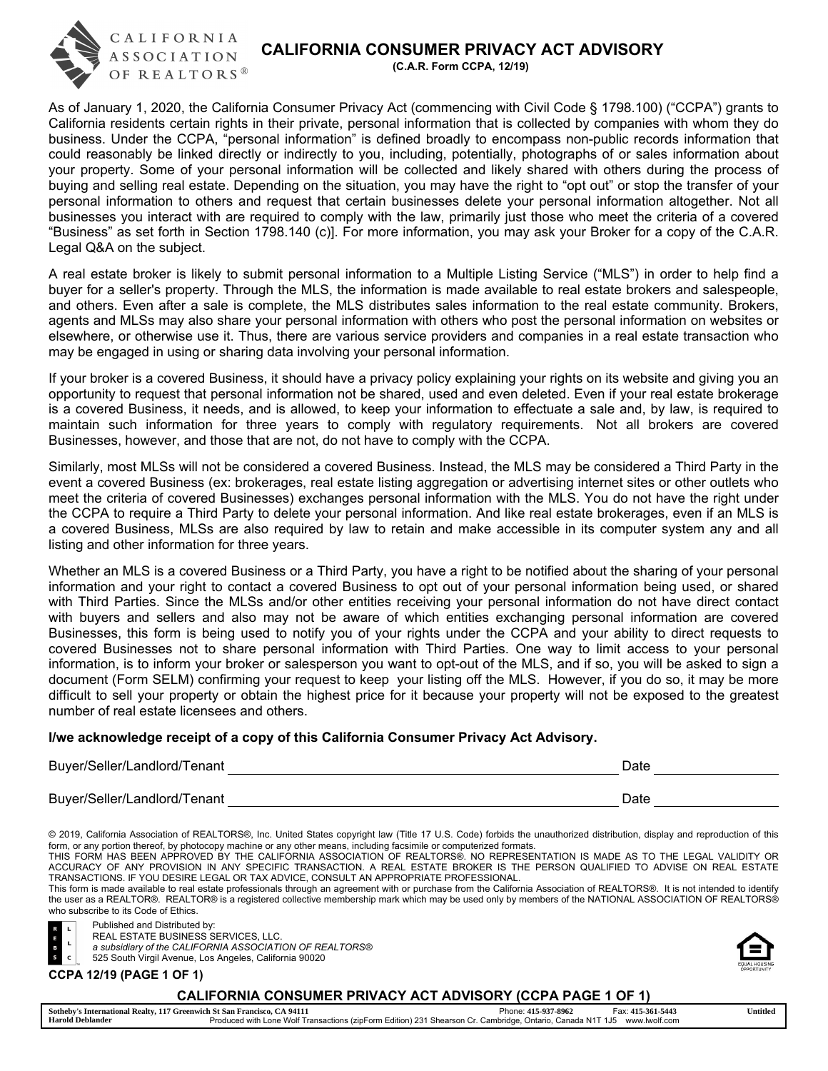# CALIFORNIA CONSUMER PRIVACY ACT ADVISORY

**(C.A.R. Form CCPA, 12/19)**

As of January 1, 2020, the California Consumer Privacy Act (commencing with Civil Code § 1798.100) ("CCPA") grants to California residents certain rights in their private, personal information that is collected by companies with whom they do business. Under the CCPA, "personal information" is defined broadly to encompass non-public records information that could reasonably be linked directly or indirectly to you, including, potentially, photographs of or sales information about your property. Some of your personal information will be collected and likely shared with others during the process of buying and selling real estate. Depending on the situation, you may have the right to "opt out" or stop the transfer of your personal information to others and request that certain businesses delete your personal information altogether. Not all businesses you interact with are required to comply with the law, primarily just those who meet the criteria of a covered "Business" as set forth in Section 1798.140 (c)]. For more information, you may ask your Broker for a copy of the C.A.R. Legal Q&A on the subject.

A real estate broker is likely to submit personal information to a Multiple Listing Service ("MLS") in order to help find a buyer for a seller's property. Through the MLS, the information is made available to real estate brokers and salespeople, and others. Even after a sale is complete, the MLS distributes sales information to the real estate community. Brokers, agents and MLSs may also share your personal information with others who post the personal information on websites or elsewhere, or otherwise use it. Thus, there are various service providers and companies in a real estate transaction who may be engaged in using or sharing data involving your personal information.

If your broker is a covered Business, it should have a privacy policy explaining your rights on its website and giving you an opportunity to request that personal information not be shared, used and even deleted. Even if your real estate brokerage is a covered Business, it needs, and is allowed, to keep your information to effectuate a sale and, by law, is required to maintain such information for three years to comply with regulatory requirements. Not all brokers are covered Businesses, however, and those that are not, do not have to comply with the CCPA.

Similarly, most MLSs will not be considered a covered Business. Instead, the MLS may be considered a Third Party in the event a covered Business (ex: brokerages, real estate listing aggregation or advertising internet sites or other outlets who meet the criteria of covered Businesses) exchanges personal information with the MLS. You do not have the right under the CCPA to require a Third Party to delete your personal information. And like real estate brokerages, even if an MLS is a covered Business, MLSs are also required by law to retain and make accessible in its computer system any and all listing and other information for three years.

Whether an MLS is a covered Business or a Third Party, you have a right to be notified about the sharing of your personal information and your right to contact a covered Business to opt out of your personal information being used, or shared with Third Parties. Since the MLSs and/or other entities receiving your personal information do not have direct contact with buyers and sellers and also may not be aware of which entities exchanging personal information are covered Businesses, this form is being used to notify you of your rights under the CCPA and your ability to direct requests to covered Businesses not to share personal information with Third Parties. One way to limit access to your personal information, is to inform your broker or salesperson you want to opt-out of the MLS, and if so, you will be asked to sign a document (Form SELM) confirming your request to keep your listing off the MLS. However, if you do so, it may be more difficult to sell your property or obtain the highest price for it because your property will not be exposed to the greatest number of real estate licensees and others.

**I/we acknowledge receipt of a copy of this California Consumer Privacy Act Advisory.**

Buyer/Seller/Landlord/Tenant ______________________________ Date __________

Buyer/Seller/Landlord/Tenant ______________________________ Date __________

© 2019, California Association of REALTORS®, Inc. United States copyright law (Title 17 U.S. Code) forbids the unauthorized distribution, display and reproduction of this form, or any portion thereof, by photocopy machine or any other means, including facsimile or computerized formats.
THIS FORM HAS BEEN APPROVED BY THE CALIFORNIA ASSOCIATION OF REALTORS®. NO REPRESENTATION IS MADE AS TO THE LEGAL VALIDITY OR ACCURACY OF ANY PROVISION IN ANY SPECIFIC TRANSACTION. A REAL ESTATE BROKER IS THE PERSON QUALIFIED TO ADVISE ON REAL ESTATE TRANSACTIONS. IF YOU DESIRE LEGAL OR TAX ADVICE, CONSULT AN APPROPRIATE PROFESSIONAL.
This form is made available to real estate professionals through an agreement with or purchase from the California Association of REALTORS®. It is not intended to identify the user as a REALTOR®. REALTOR® is a registered collective membership mark which may be used only by members of the NATIONAL ASSOCIATION OF REALTORS® who subscribe to its Code of Ethics.

Published and Distributed by:
REAL ESTATE BUSINESS SERVICES, LLC.
*a subsidiary of the CALIFORNIA ASSOCIATION OF REALTORS®*
525 South Virgil Avenue, Los Angeles, California 90020

**CCPA 12/19 (PAGE 1 OF 1)**

**CALIFORNIA CONSUMER PRIVACY ACT ADVISORY (CCPA PAGE 1 OF 1)**

Sotheby's International Realty, 117 Greenwich St San Francisco, CA 94111 Phone: 415-937-8962 Fax: 415-361-5443 Untitled
Harold Deblander Produced with Lone Wolf Transactions (zipForm Edition) 231 Shearson Cr. Cambridge, Ontario, Canada N1T 1J5 www.lwolf.com